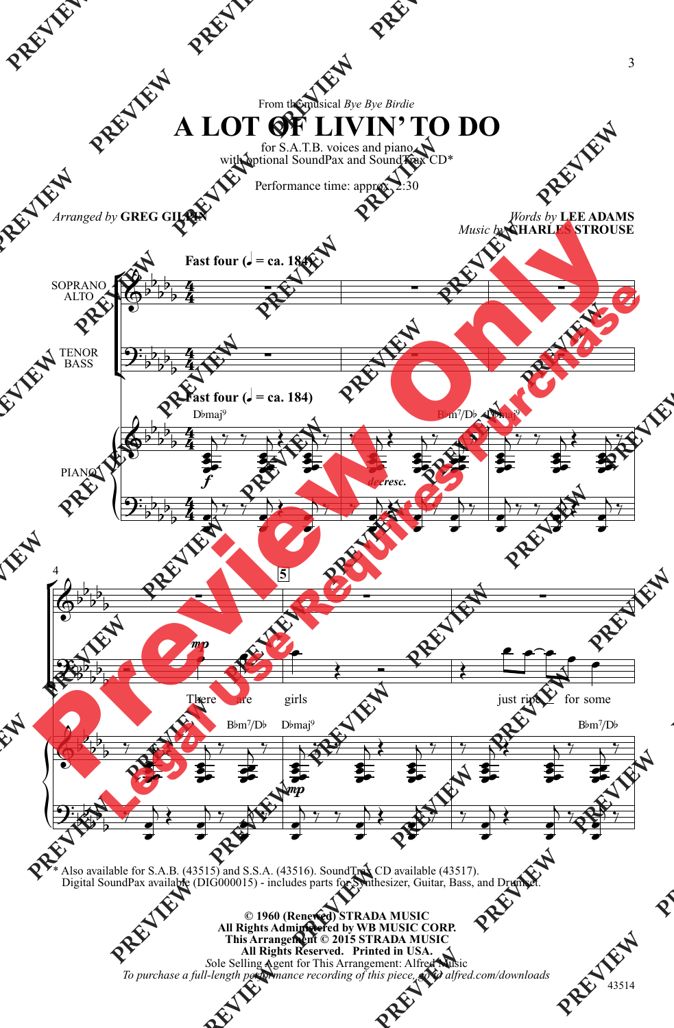From the musical *Bye Bye Birdie*

# A LOT OF LIVIN' TO DO

for S.A.T.B. voices and piano
with optional SoundPax and SoundTrax CD*

Performance time: approx. 2:30

*Arranged by* **GREG GILPIN**

*Words by* **LEE ADAMS**
*Music by* **CHARLES STROUSE**

**Fast four (♩ = ca. 184)**

SOPRANO ALTO

TENOR BASS

PIANO

There are girls just ripe for some

\* Also available for S.A.B. (43515) and S.S.A. (43516). SoundTrax CD available (43517).
Digital SoundPax available (DIG000015) - includes parts for Synthesizer, Guitar, Bass, and Drumset.

**© 1960 (Renewed) STRADA MUSIC**
**All Rights Administered by WB MUSIC CORP.**
**This Arrangement © 2015 STRADA MUSIC**
**All Rights Reserved. Printed in USA.**
Sole Selling Agent for This Arrangement: Alfred Music
*To purchase a full-length performance recording of this piece, go to alfred.com/downloads*

43514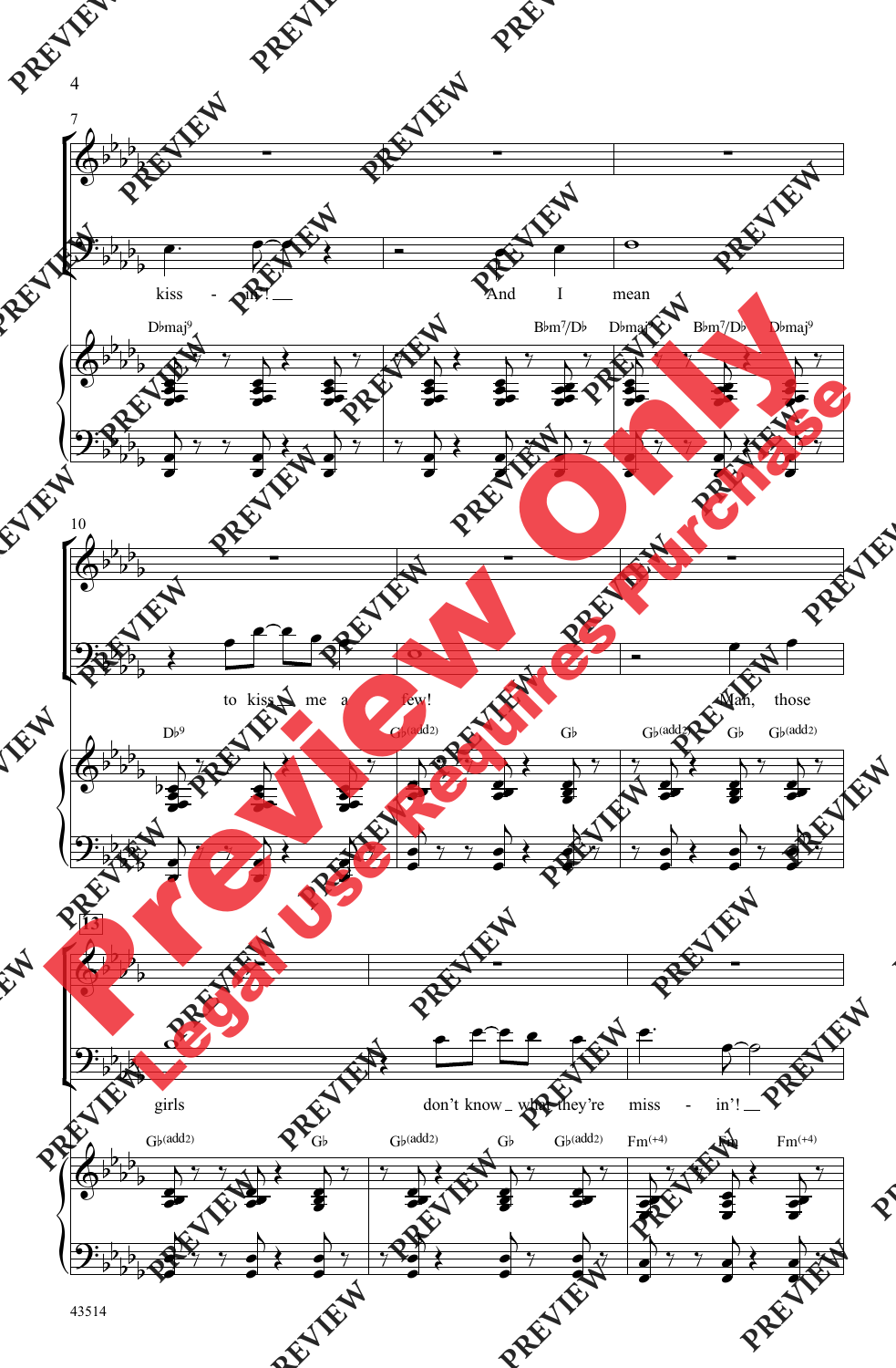kiss - in'! And I mean

Dbmaj9 Bbm7/Db Dbmaj9 Bbm7/Db Dbmaj9

to kiss me a few! Man, those

Db9 Gb(add2) Gb Gb(add2) Gb Gb(add2)

girls don't know what they're miss - in'!

Gb(add2) Gb Gb(add2) Gb Gb(add2) Fm(+4) Fm Fm(+4)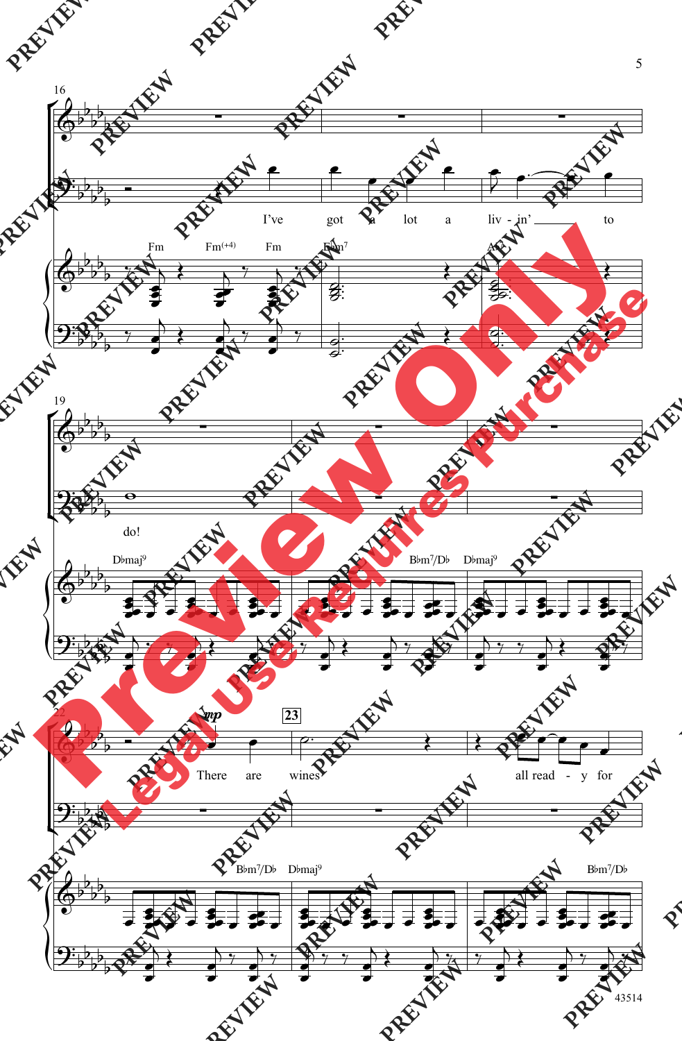16

I've got a lot a liv - in' to

Fm Fm(+4) Fm Ebm7 Ab7

19

do!

Dbmaj9 Bbm7/Db Dbmaj9

22

*mp*

**23**

There are wines all read - y for

Bbm7/Db Dbmaj9 Bbm7/Db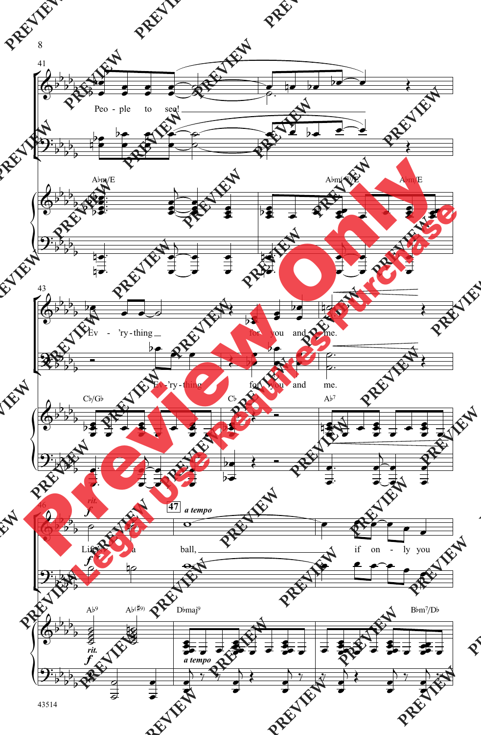41

Peo - ple to see!

A♭m/E — A♭m(maj7)/E — A♭m/E

43

Ev - 'ry - thing for you and me.

Ev - 'ry - thing for you and me.

C♭/G♭ — C♭ — A♭7

46

*rit.*

**f**

Life is a

**47** *a tempo*

ball, if on - ly you

A♭9 — A♭(♯9) — D♭maj9 — B♭m7/D♭

*rit.* **f** *a tempo*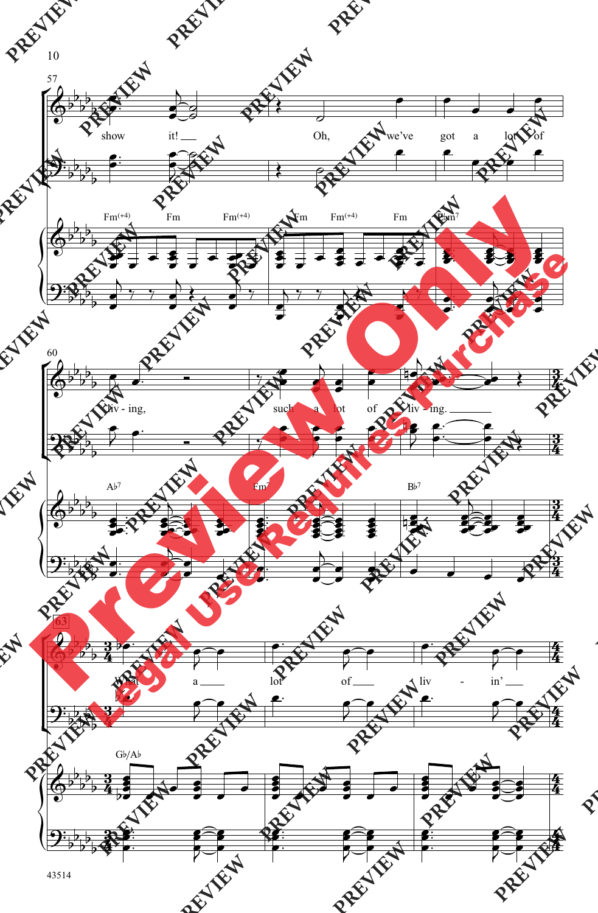57

show it! Oh, we've got a lot of

Fm(+4) Fm Fm(+4) Fm Fm(+4) Fm Fm7

60

liv - ing, such a lot of liv - ing.

A♭7 Fm7 B♭7

63

What a lot of liv - in'

G♭/A♭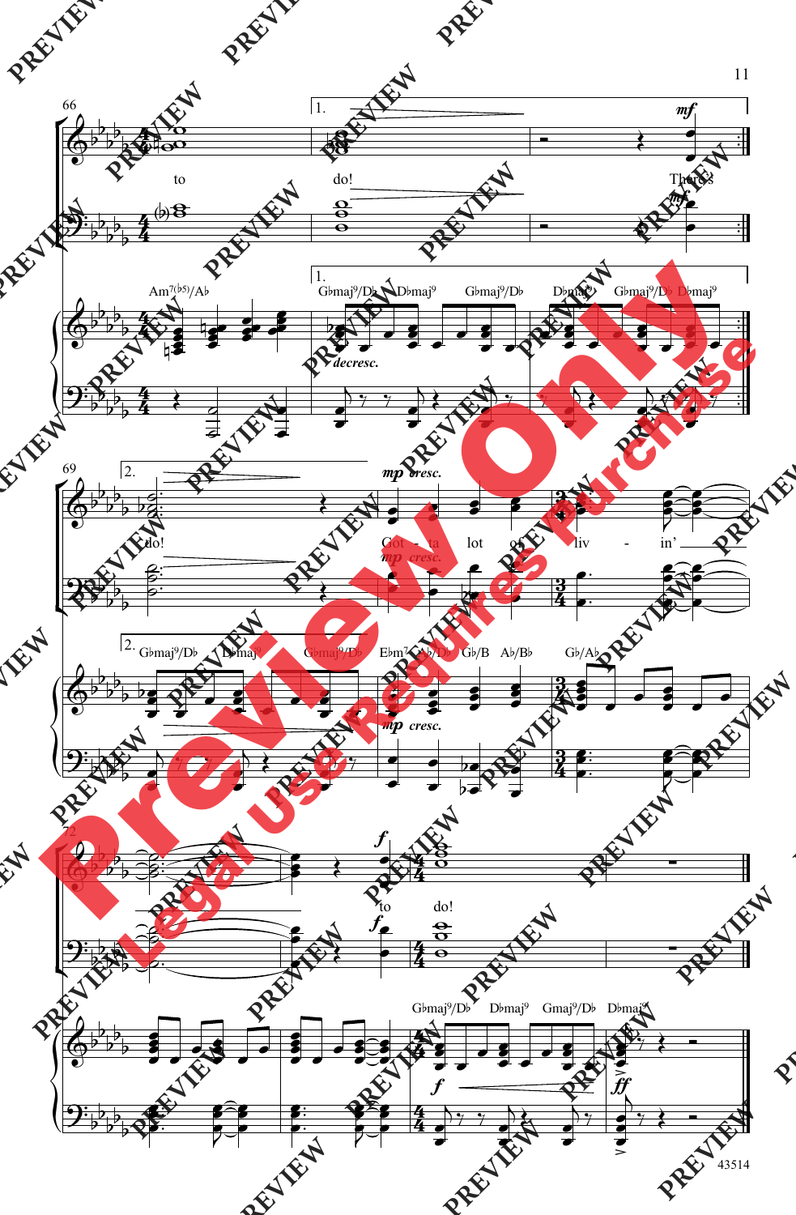66

1.

*mf*

to do! There's

Am7(♭5)/A♭ G♭maj9/D♭ D♭maj9 G♭maj9/D♭ D♭maj9 G♭maj9/D♭ D♭maj9

*decresc.*

69

2.

*mp cresc.*

do! Got - ta lot of liv - in'

2. G♭maj9/D♭ D♭maj9 G♭maj9/D♭ E♭m7 A♭/D♭ G♭/B A♭/B♭ G♭/A♭

*mp cresc.*

72

*f*

to do!

Gbmaj9/D♭ D♭maj9 Gmaj9/D♭ D♭maj9

*f* *ff*

43514